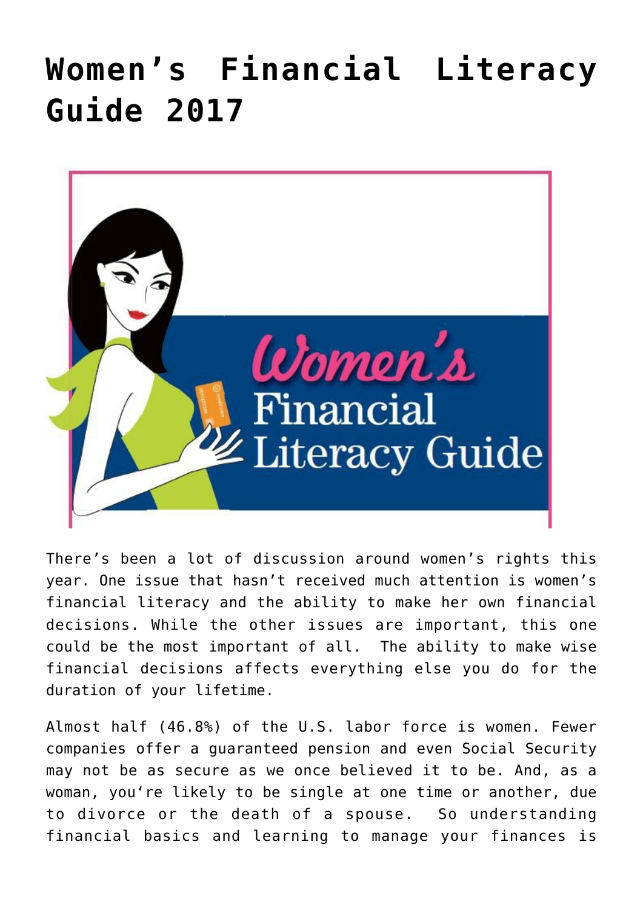# Women's Financial Literacy Guide 2017

There's been a lot of discussion around women's rights this year. One issue that hasn't received much attention is women's financial literacy and the ability to make her own financial decisions. While the other issues are important, this one could be the most important of all. The ability to make wise financial decisions affects everything else you do for the duration of your lifetime.

Almost half (46.8%) of the U.S. labor force is women. Fewer companies offer a guaranteed pension and even Social Security may not be as secure as we once believed it to be. And, as a woman, you're likely to be single at one time or another, due to divorce or the death of a spouse. So understanding financial basics and learning to manage your finances is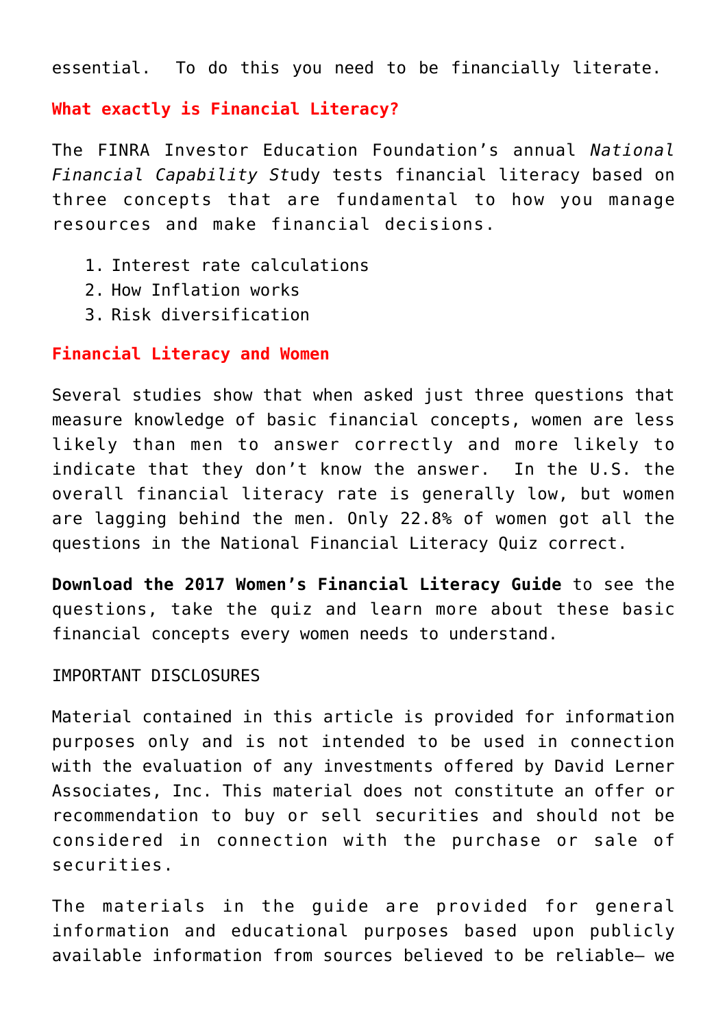essential. To do this you need to be financially literate.

**What exactly is Financial Literacy?**

The FINRA Investor Education Foundation's annual *National Financial Capability St*udy tests financial literacy based on three concepts that are fundamental to how you manage resources and make financial decisions.

1. Interest rate calculations
2. How Inflation works
3. Risk diversification

**Financial Literacy and Women**

Several studies show that when asked just three questions that measure knowledge of basic financial concepts, women are less likely than men to answer correctly and more likely to indicate that they don't know the answer. In the U.S. the overall financial literacy rate is generally low, but women are lagging behind the men. Only 22.8% of women got all the questions in the National Financial Literacy Quiz correct.

**Download the 2017 Women's Financial Literacy Guide** to see the questions, take the quiz and learn more about these basic financial concepts every women needs to understand.

IMPORTANT DISCLOSURES

Material contained in this article is provided for information purposes only and is not intended to be used in connection with the evaluation of any investments offered by David Lerner Associates, Inc. This material does not constitute an offer or recommendation to buy or sell securities and should not be considered in connection with the purchase or sale of securities.

The materials in the guide are provided for general information and educational purposes based upon publicly available information from sources believed to be reliable— we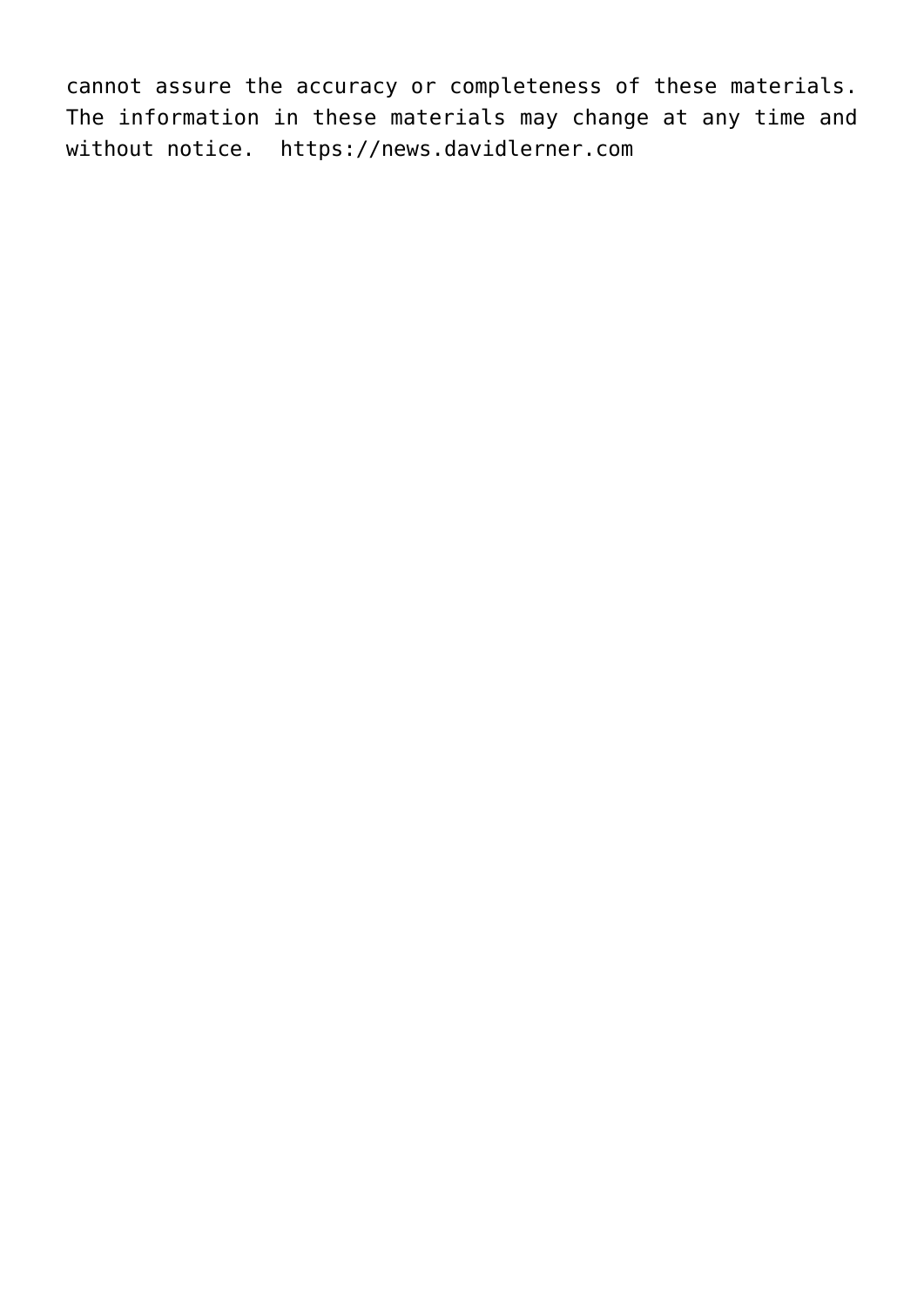cannot assure the accuracy or completeness of these materials. The information in these materials may change at any time and without notice. https://news.davidlerner.com